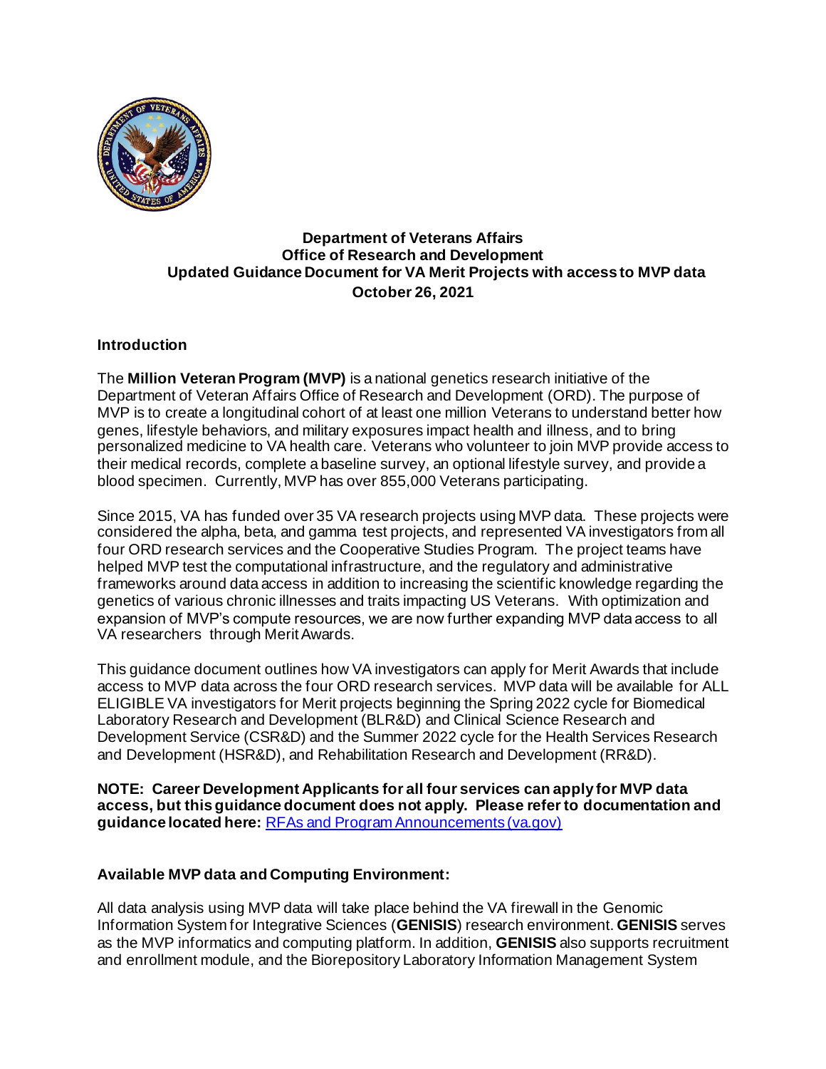**Department of Veterans Affairs**
**Office of Research and Development**
**Updated Guidance Document for VA Merit Projects with access to MVP data**
**October 26, 2021**

## Introduction

The **Million Veteran Program (MVP)** is a national genetics research initiative of the Department of Veteran Affairs Office of Research and Development (ORD). The purpose of MVP is to create a longitudinal cohort of at least one million Veterans to understand better how genes, lifestyle behaviors, and military exposures impact health and illness, and to bring personalized medicine to VA health care. Veterans who volunteer to join MVP provide access to their medical records, complete a baseline survey, an optional lifestyle survey, and provide a blood specimen. Currently, MVP has over 855,000 Veterans participating.

Since 2015, VA has funded over 35 VA research projects using MVP data. These projects were considered the alpha, beta, and gamma test projects, and represented VA investigators from all four ORD research services and the Cooperative Studies Program. The project teams have helped MVP test the computational infrastructure, and the regulatory and administrative frameworks around data access in addition to increasing the scientific knowledge regarding the genetics of various chronic illnesses and traits impacting US Veterans. With optimization and expansion of MVP's compute resources, we are now further expanding MVP data access to all VA researchers through Merit Awards.

This guidance document outlines how VA investigators can apply for Merit Awards that include access to MVP data across the four ORD research services. MVP data will be available for ALL ELIGIBLE VA investigators for Merit projects beginning the Spring 2022 cycle for Biomedical Laboratory Research and Development (BLR&D) and Clinical Science Research and Development Service (CSR&D) and the Summer 2022 cycle for the Health Services Research and Development (HSR&D), and Rehabilitation Research and Development (RR&D).

**NOTE: Career Development Applicants for all four services can apply for MVP data access, but this guidance document does not apply. Please refer to documentation and guidance located here:** [RFAs and Program Announcements (va.gov)]()

## Available MVP data and Computing Environment:

All data analysis using MVP data will take place behind the VA firewall in the Genomic Information System for Integrative Sciences (**GENISIS**) research environment. **GENISIS** serves as the MVP informatics and computing platform. In addition, **GENISIS** also supports recruitment and enrollment module, and the Biorepository Laboratory Information Management System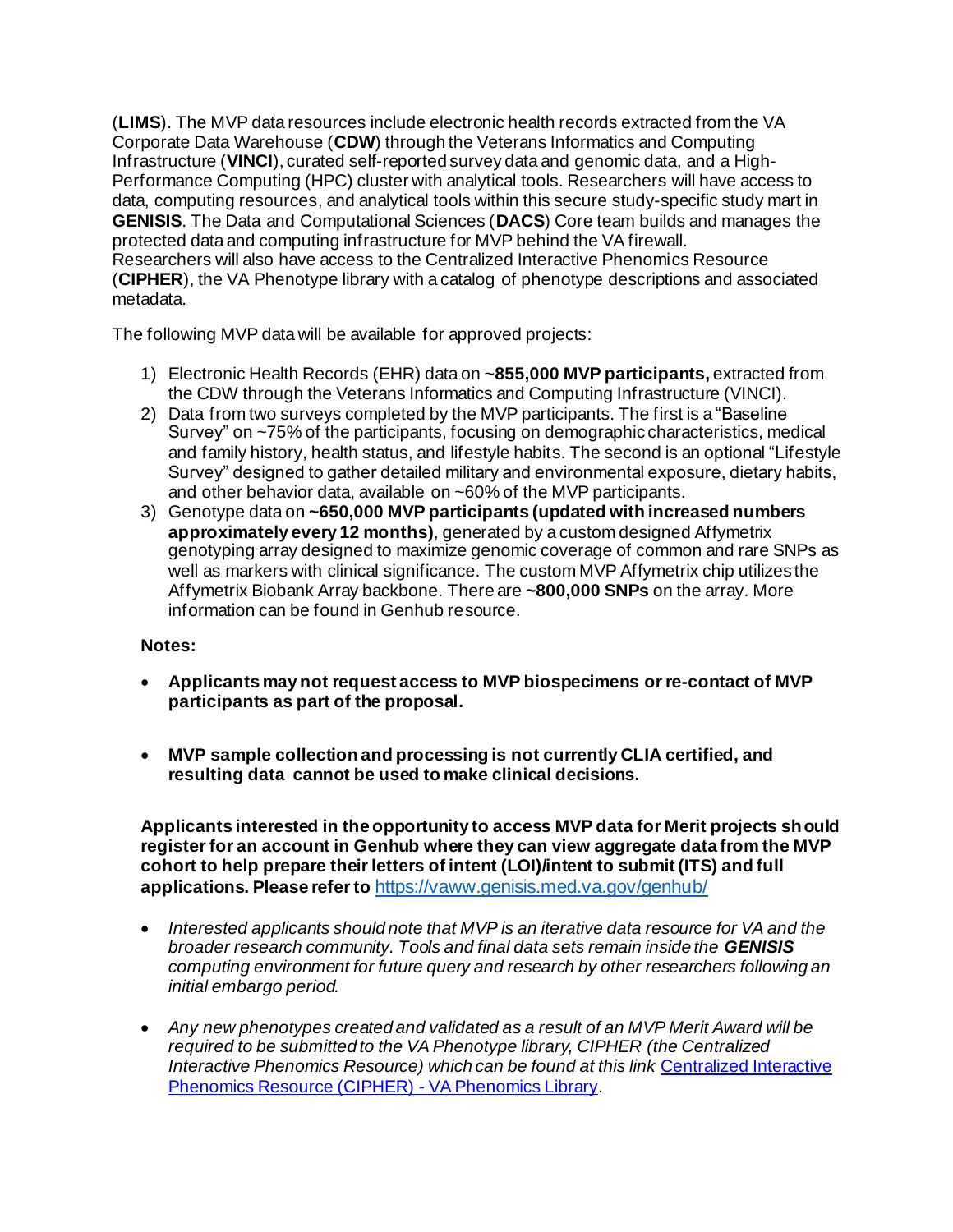(**LIMS**). The MVP data resources include electronic health records extracted from the VA Corporate Data Warehouse (**CDW**) through the Veterans Informatics and Computing Infrastructure (**VINCI**), curated self-reported survey data and genomic data, and a High-Performance Computing (HPC) cluster with analytical tools. Researchers will have access to data, computing resources, and analytical tools within this secure study-specific study mart in **GENISIS**. The Data and Computational Sciences (**DACS**) Core team builds and manages the protected data and computing infrastructure for MVP behind the VA firewall. Researchers will also have access to the Centralized Interactive Phenomics Resource (**CIPHER**), the VA Phenotype library with a catalog of phenotype descriptions and associated metadata.

The following MVP data will be available for approved projects:

1) Electronic Health Records (EHR) data on ~**855,000 MVP participants,** extracted from the CDW through the Veterans Informatics and Computing Infrastructure (VINCI).
2) Data from two surveys completed by the MVP participants. The first is a "Baseline Survey" on ~75% of the participants, focusing on demographic characteristics, medical and family history, health status, and lifestyle habits. The second is an optional "Lifestyle Survey" designed to gather detailed military and environmental exposure, dietary habits, and other behavior data, available on ~60% of the MVP participants.
3) Genotype data on **~650,000 MVP participants (updated with increased numbers approximately every 12 months)**, generated by a custom designed Affymetrix genotyping array designed to maximize genomic coverage of common and rare SNPs as well as markers with clinical significance. The custom MVP Affymetrix chip utilizes the Affymetrix Biobank Array backbone. There are **~800,000 SNPs** on the array. More information can be found in Genhub resource.

**Notes:**

- **Applicants may not request access to MVP biospecimens or re-contact of MVP participants as part of the proposal.**

- **MVP sample collection and processing is not currently CLIA certified, and resulting data cannot be used to make clinical decisions.**

**Applicants interested in the opportunity to access MVP data for Merit projects should register for an account in Genhub where they can view aggregate data from the MVP cohort to help prepare their letters of intent (LOI)/intent to submit (ITS) and full applications. Please refer to** [https://vaww.genisis.med.va.gov/genhub/](https://vaww.genisis.med.va.gov/genhub/)

- *Interested applicants should note that MVP is an iterative data resource for VA and the broader research community. Tools and final data sets remain inside the* ***GENISIS*** *computing environment for future query and research by other researchers following an initial embargo period.*

- *Any new phenotypes created and validated as a result of an MVP Merit Award will be required to be submitted to the VA Phenotype library, CIPHER (the Centralized Interactive Phenomics Resource) which can be found at this link* [Centralized Interactive Phenomics Resource (CIPHER) - VA Phenomics Library]().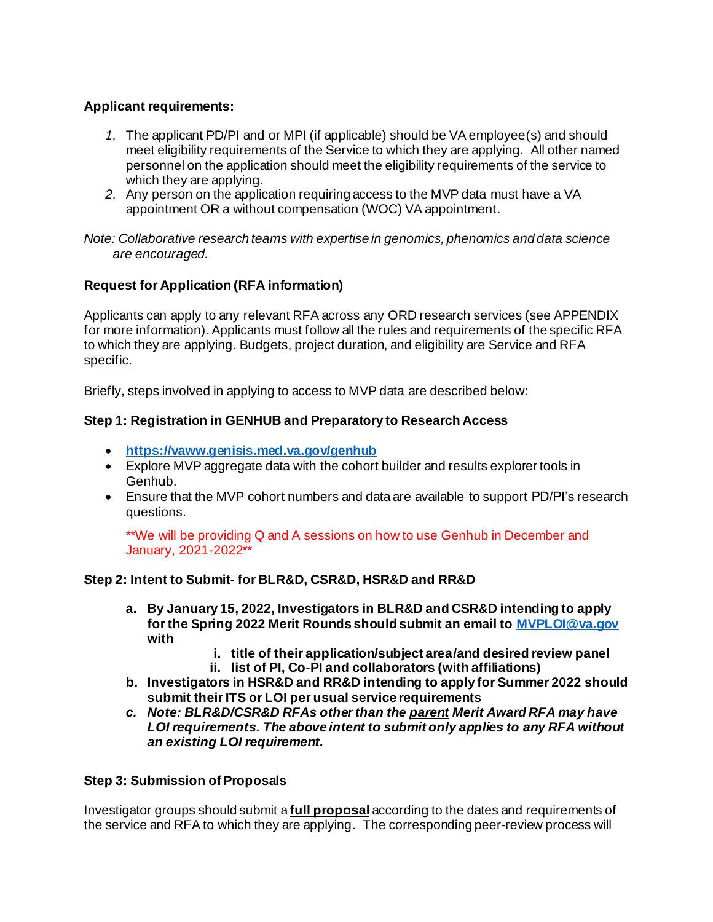**Applicant requirements:**

1. The applicant PD/PI and or MPI (if applicable) should be VA employee(s) and should meet eligibility requirements of the Service to which they are applying. All other named personnel on the application should meet the eligibility requirements of the service to which they are applying.
2. Any person on the application requiring access to the MVP data must have a VA appointment OR a without compensation (WOC) VA appointment.

*Note: Collaborative research teams with expertise in genomics, phenomics and data science are encouraged.*

**Request for Application (RFA information)**

Applicants can apply to any relevant RFA across any ORD research services (see APPENDIX for more information). Applicants must follow all the rules and requirements of the specific RFA to which they are applying. Budgets, project duration, and eligibility are Service and RFA specific.

Briefly, steps involved in applying to access to MVP data are described below:

**Step 1: Registration in GENHUB and Preparatory to Research Access**

- **https://vaww.genisis.med.va.gov/genhub**
- Explore MVP aggregate data with the cohort builder and results explorer tools in Genhub.
- Ensure that the MVP cohort numbers and data are available to support PD/PI's research questions.

  **We will be providing Q and A sessions on how to use Genhub in December and January, 2021-2022**

**Step 2: Intent to Submit- for BLR&D, CSR&D, HSR&D and RR&D**

a. **By January 15, 2022, Investigators in BLR&D and CSR&D intending to apply for the Spring 2022 Merit Rounds should submit an email to MVPLOI@va.gov with**
    i. **title of their application/subject area/and desired review panel**
    ii. **list of PI, Co-PI and collaborators (with affiliations)**
b. **Investigators in HSR&D and RR&D intending to apply for Summer 2022 should submit their ITS or LOI per usual service requirements**
c. ***Note: BLR&D/CSR&D RFAs other than the parent Merit Award RFA may have LOI requirements. The above intent to submit only applies to any RFA without an existing LOI requirement.***

**Step 3: Submission of Proposals**

Investigator groups should submit a **full proposal** according to the dates and requirements of the service and RFA to which they are applying. The corresponding peer-review process will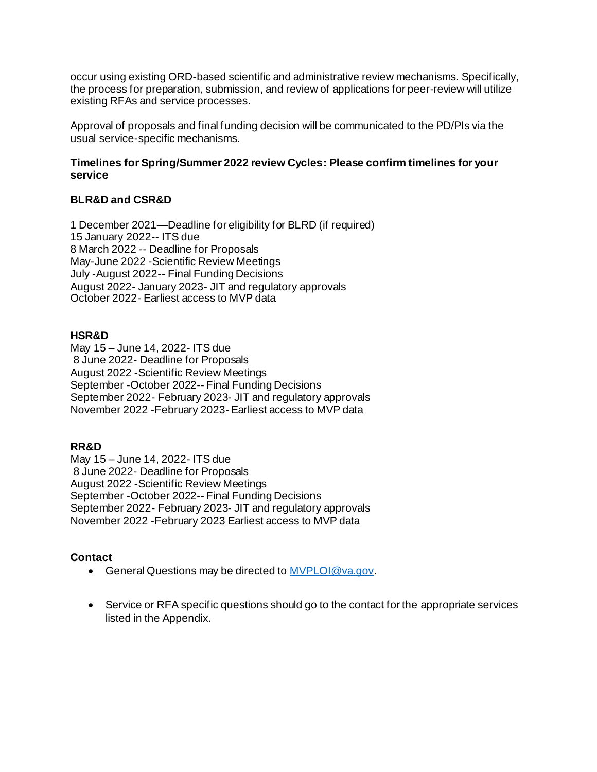occur using existing ORD-based scientific and administrative review mechanisms. Specifically, the process for preparation, submission, and review of applications for peer-review will utilize existing RFAs and service processes.

Approval of proposals and final funding decision will be communicated to the PD/PIs via the usual service-specific mechanisms.

**Timelines for Spring/Summer 2022 review Cycles: Please confirm timelines for your service**

**BLR&D and CSR&D**

1 December 2021—Deadline for eligibility for BLRD (if required)
15 January 2022-- ITS due
8 March 2022 -- Deadline for Proposals
May-June 2022 -Scientific Review Meetings
July -August 2022-- Final Funding Decisions
August 2022- January 2023- JIT and regulatory approvals
October 2022- Earliest access to MVP data

**HSR&D**

May 15 – June 14, 2022- ITS due
8 June 2022- Deadline for Proposals
August 2022 -Scientific Review Meetings
September -October 2022-- Final Funding Decisions
September 2022- February 2023- JIT and regulatory approvals
November 2022 -February 2023- Earliest access to MVP data

**RR&D**

May 15 – June 14, 2022- ITS due
8 June 2022- Deadline for Proposals
August 2022 -Scientific Review Meetings
September -October 2022-- Final Funding Decisions
September 2022- February 2023- JIT and regulatory approvals
November 2022 -February 2023 Earliest access to MVP data

**Contact**

- General Questions may be directed to MVPLOI@va.gov.
- Service or RFA specific questions should go to the contact for the appropriate services listed in the Appendix.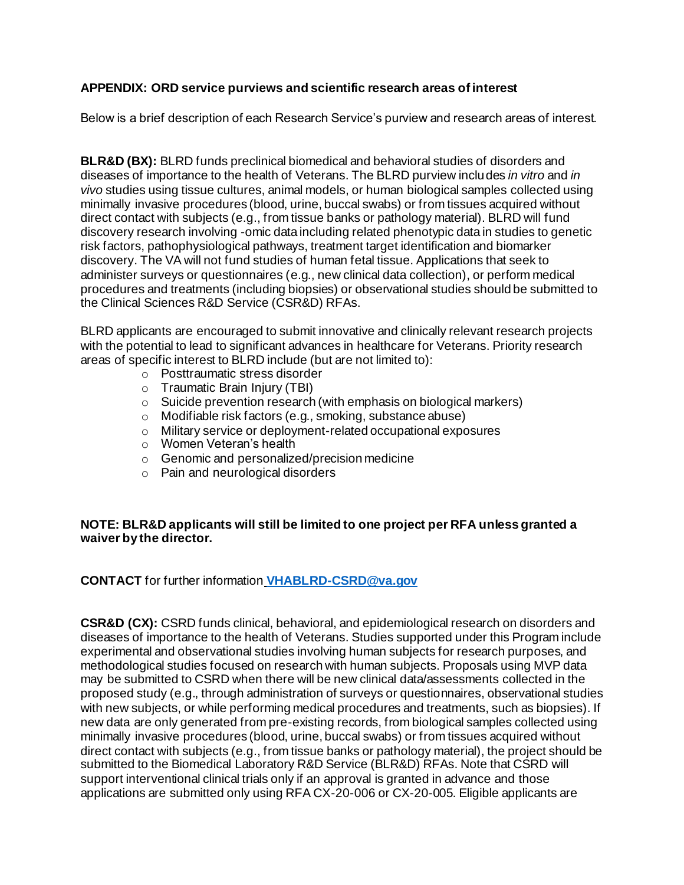**APPENDIX: ORD service purviews and scientific research areas of interest**

Below is a brief description of each Research Service's purview and research areas of interest.

**BLR&D (BX):** BLRD funds preclinical biomedical and behavioral studies of disorders and diseases of importance to the health of Veterans. The BLRD purview includes *in vitro* and *in vivo* studies using tissue cultures, animal models, or human biological samples collected using minimally invasive procedures (blood, urine, buccal swabs) or from tissues acquired without direct contact with subjects (e.g., from tissue banks or pathology material). BLRD will fund discovery research involving -omic data including related phenotypic data in studies to genetic risk factors, pathophysiological pathways, treatment target identification and biomarker discovery. The VA will not fund studies of human fetal tissue. Applications that seek to administer surveys or questionnaires (e.g., new clinical data collection), or perform medical procedures and treatments (including biopsies) or observational studies should be submitted to the Clinical Sciences R&D Service (CSR&D) RFAs.

BLRD applicants are encouraged to submit innovative and clinically relevant research projects with the potential to lead to significant advances in healthcare for Veterans. Priority research areas of specific interest to BLRD include (but are not limited to):

- Posttraumatic stress disorder
- Traumatic Brain Injury (TBI)
- Suicide prevention research (with emphasis on biological markers)
- Modifiable risk factors (e.g., smoking, substance abuse)
- Military service or deployment-related occupational exposures
- Women Veteran's health
- Genomic and personalized/precision medicine
- Pain and neurological disorders

**NOTE: BLR&D applicants will still be limited to one project per RFA unless granted a waiver by the director.**

**CONTACT** for further information **VHABLRD-CSRD@va.gov**

**CSR&D (CX):** CSRD funds clinical, behavioral, and epidemiological research on disorders and diseases of importance to the health of Veterans. Studies supported under this Program include experimental and observational studies involving human subjects for research purposes, and methodological studies focused on research with human subjects. Proposals using MVP data may be submitted to CSRD when there will be new clinical data/assessments collected in the proposed study (e.g., through administration of surveys or questionnaires, observational studies with new subjects, or while performing medical procedures and treatments, such as biopsies). If new data are only generated from pre-existing records, from biological samples collected using minimally invasive procedures (blood, urine, buccal swabs) or from tissues acquired without direct contact with subjects (e.g., from tissue banks or pathology material), the project should be submitted to the Biomedical Laboratory R&D Service (BLR&D) RFAs. Note that CSRD will support interventional clinical trials only if an approval is granted in advance and those applications are submitted only using RFA CX-20-006 or CX-20-005. Eligible applicants are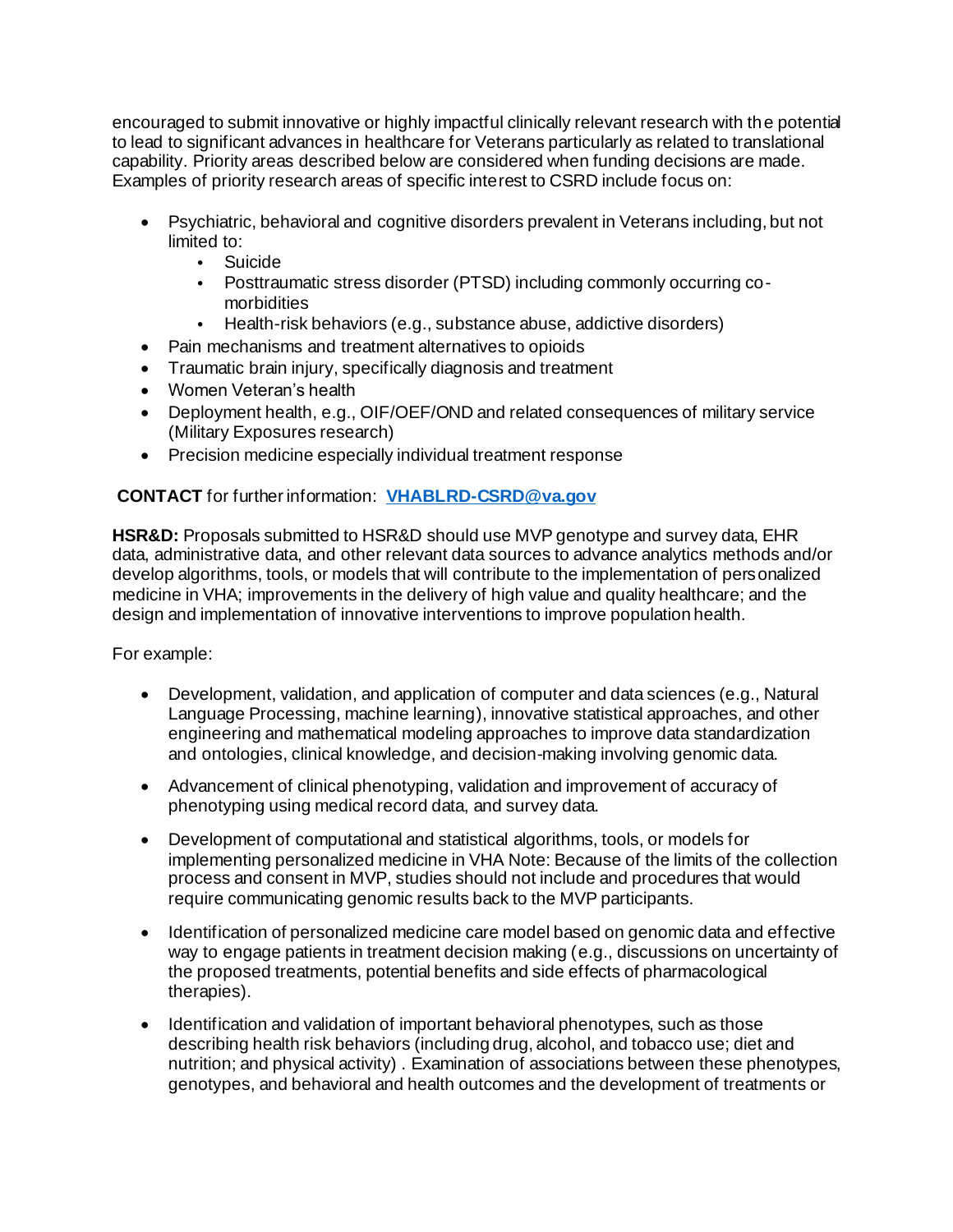encouraged to submit innovative or highly impactful clinically relevant research with the potential to lead to significant advances in healthcare for Veterans particularly as related to translational capability. Priority areas described below are considered when funding decisions are made. Examples of priority research areas of specific interest to CSRD include focus on:

- Psychiatric, behavioral and cognitive disorders prevalent in Veterans including, but not limited to:
    - Suicide
    - Posttraumatic stress disorder (PTSD) including commonly occurring co-morbidities
    - Health-risk behaviors (e.g., substance abuse, addictive disorders)
- Pain mechanisms and treatment alternatives to opioids
- Traumatic brain injury, specifically diagnosis and treatment
- Women Veteran's health
- Deployment health, e.g., OIF/OEF/OND and related consequences of military service (Military Exposures research)
- Precision medicine especially individual treatment response

**CONTACT** for further information: **VHABLRD-CSRD@va.gov**

**HSR&D:** Proposals submitted to HSR&D should use MVP genotype and survey data, EHR data, administrative data, and other relevant data sources to advance analytics methods and/or develop algorithms, tools, or models that will contribute to the implementation of personalized medicine in VHA; improvements in the delivery of high value and quality healthcare; and the design and implementation of innovative interventions to improve population health.

For example:

- Development, validation, and application of computer and data sciences (e.g., Natural Language Processing, machine learning), innovative statistical approaches, and other engineering and mathematical modeling approaches to improve data standardization and ontologies, clinical knowledge, and decision-making involving genomic data.

- Advancement of clinical phenotyping, validation and improvement of accuracy of phenotyping using medical record data, and survey data.

- Development of computational and statistical algorithms, tools, or models for implementing personalized medicine in VHA Note: Because of the limits of the collection process and consent in MVP, studies should not include and procedures that would require communicating genomic results back to the MVP participants.

- Identification of personalized medicine care model based on genomic data and effective way to engage patients in treatment decision making (e.g., discussions on uncertainty of the proposed treatments, potential benefits and side effects of pharmacological therapies).

- Identification and validation of important behavioral phenotypes, such as those describing health risk behaviors (including drug, alcohol, and tobacco use; diet and nutrition; and physical activity) . Examination of associations between these phenotypes, genotypes, and behavioral and health outcomes and the development of treatments or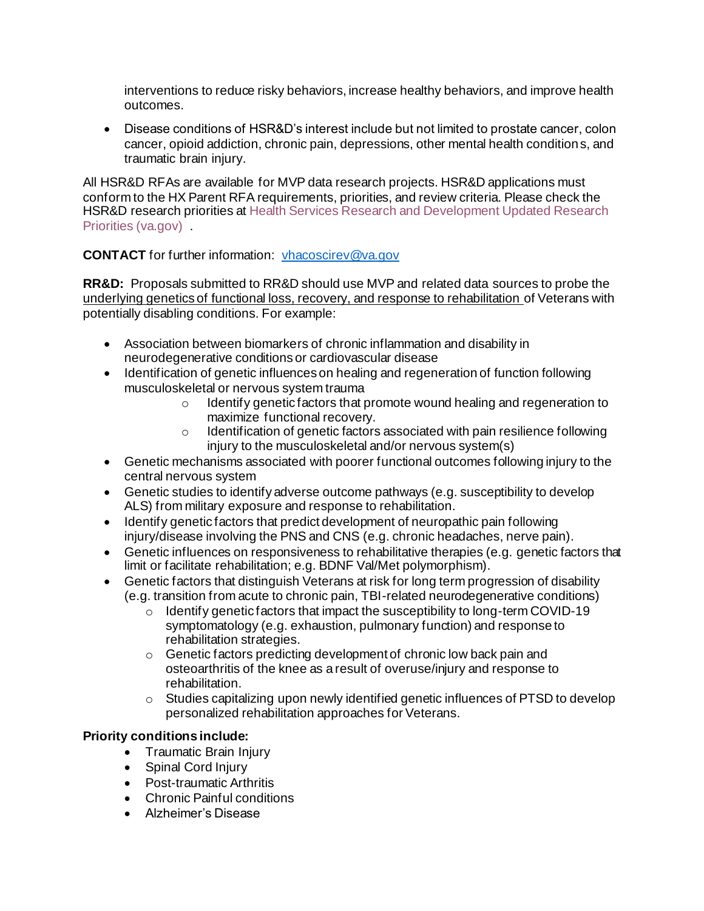interventions to reduce risky behaviors, increase healthy behaviors, and improve health outcomes.

- Disease conditions of HSR&D's interest include but not limited to prostate cancer, colon cancer, opioid addiction, chronic pain, depressions, other mental health conditions, and traumatic brain injury.

All HSR&D RFAs are available for MVP data research projects. HSR&D applications must conform to the HX Parent RFA requirements, priorities, and review criteria. Please check the HSR&D research priorities at Health Services Research and Development Updated Research Priorities (va.gov) .

**CONTACT** for further information: vhacoscirev@va.gov

**RR&D:** Proposals submitted to RR&D should use MVP and related data sources to probe the underlying genetics of functional loss, recovery, and response to rehabilitation of Veterans with potentially disabling conditions. For example:

- Association between biomarkers of chronic inflammation and disability in neurodegenerative conditions or cardiovascular disease
- Identification of genetic influences on healing and regeneration of function following musculoskeletal or nervous system trauma
  - Identify genetic factors that promote wound healing and regeneration to maximize functional recovery.
  - Identification of genetic factors associated with pain resilience following injury to the musculoskeletal and/or nervous system(s)
- Genetic mechanisms associated with poorer functional outcomes following injury to the central nervous system
- Genetic studies to identify adverse outcome pathways (e.g. susceptibility to develop ALS) from military exposure and response to rehabilitation.
- Identify genetic factors that predict development of neuropathic pain following injury/disease involving the PNS and CNS (e.g. chronic headaches, nerve pain).
- Genetic influences on responsiveness to rehabilitative therapies (e.g. genetic factors that limit or facilitate rehabilitation; e.g. BDNF Val/Met polymorphism).
- Genetic factors that distinguish Veterans at risk for long term progression of disability (e.g. transition from acute to chronic pain, TBI-related neurodegenerative conditions)
  - Identify genetic factors that impact the susceptibility to long-term COVID-19 symptomatology (e.g. exhaustion, pulmonary function) and response to rehabilitation strategies.
  - Genetic factors predicting development of chronic low back pain and osteoarthritis of the knee as a result of overuse/injury and response to rehabilitation.
  - Studies capitalizing upon newly identified genetic influences of PTSD to develop personalized rehabilitation approaches for Veterans.

**Priority conditions include:**

- Traumatic Brain Injury
- Spinal Cord Injury
- Post-traumatic Arthritis
- Chronic Painful conditions
- Alzheimer's Disease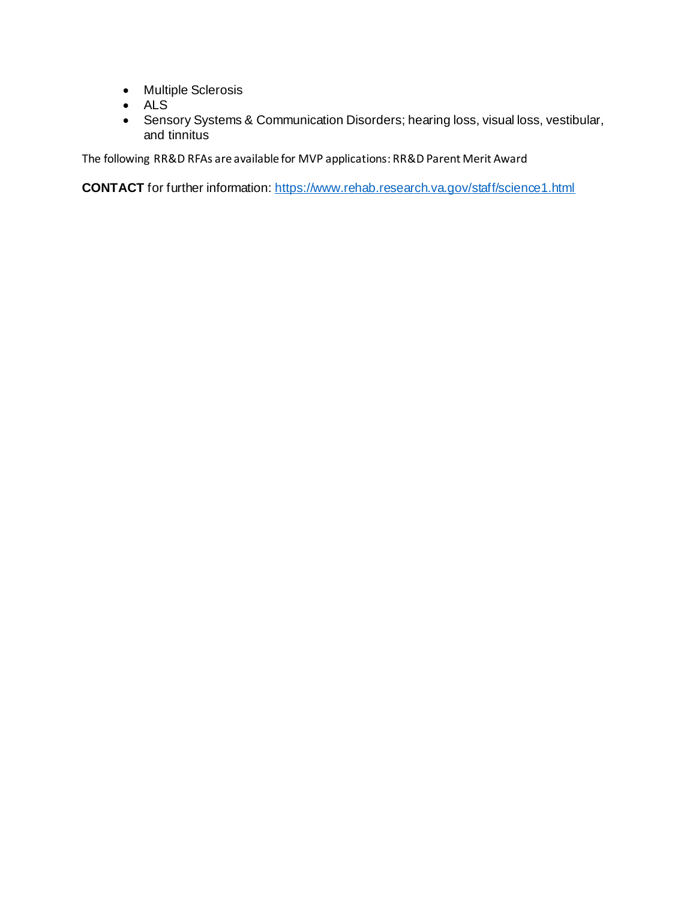- Multiple Sclerosis
- ALS
- Sensory Systems & Communication Disorders; hearing loss, visual loss, vestibular, and tinnitus

The following RR&D RFAs are available for MVP applications: RR&D Parent Merit Award

**CONTACT** for further information: https://www.rehab.research.va.gov/staff/science1.html